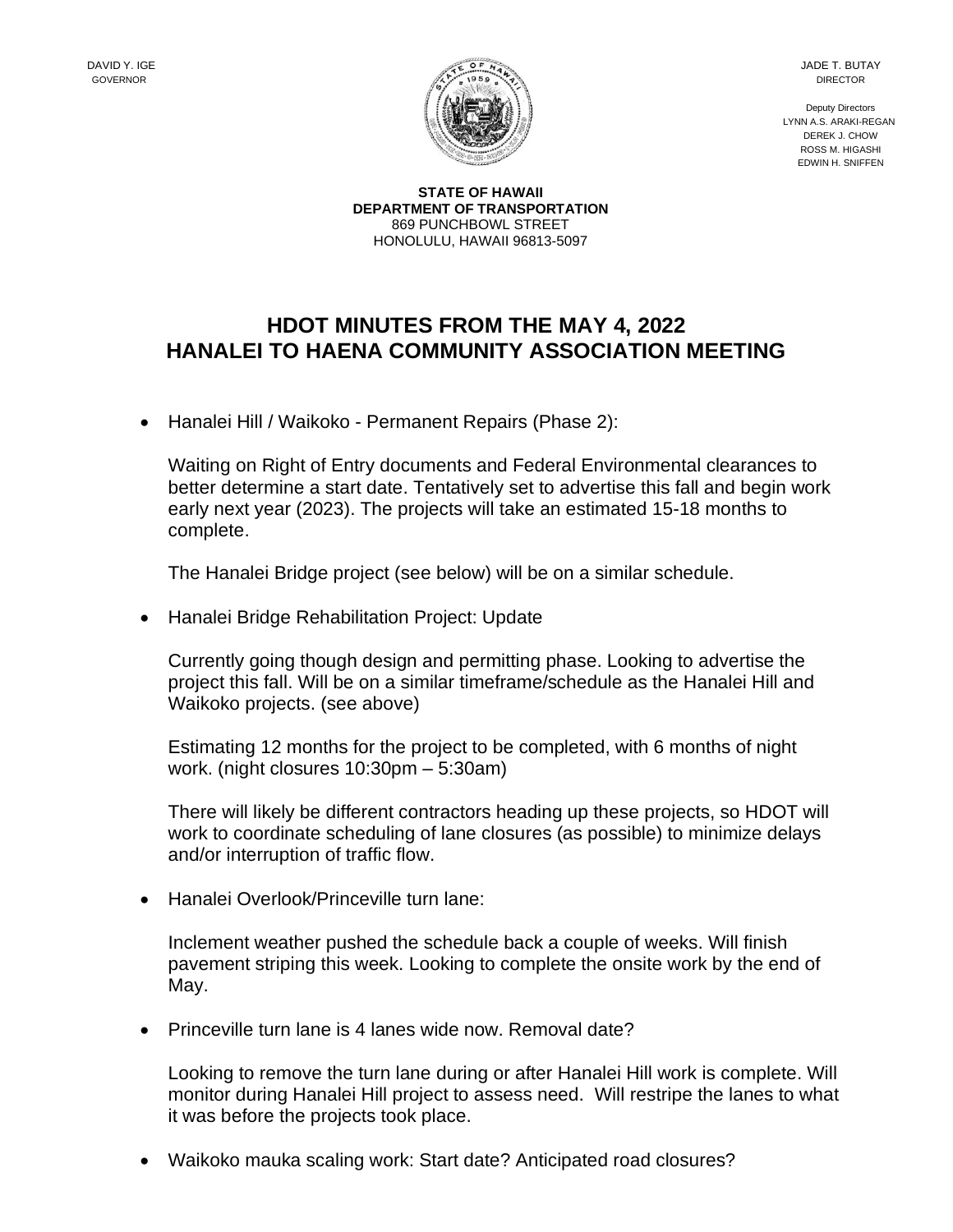DAVID Y. IGE
GOVERNOR

JADE T. BUTAY
DIRECTOR

Deputy Directors
LYNN A.S. ARAKI-REGAN
DEREK J. CHOW
ROSS M. HIGASHI
EDWIN H. SNIFFEN

**STATE OF HAWAII**
**DEPARTMENT OF TRANSPORTATION**
869 PUNCHBOWL STREET
HONOLULU, HAWAII 96813-5097

# HDOT MINUTES FROM THE MAY 4, 2022 HANALEI TO HAENA COMMUNITY ASSOCIATION MEETING

- Hanalei Hill / Waikoko - Permanent Repairs (Phase 2):

  Waiting on Right of Entry documents and Federal Environmental clearances to better determine a start date. Tentatively set to advertise this fall and begin work early next year (2023). The projects will take an estimated 15-18 months to complete.

  The Hanalei Bridge project (see below) will be on a similar schedule.

- Hanalei Bridge Rehabilitation Project: Update

  Currently going though design and permitting phase. Looking to advertise the project this fall. Will be on a similar timeframe/schedule as the Hanalei Hill and Waikoko projects. (see above)

  Estimating 12 months for the project to be completed, with 6 months of night work. (night closures 10:30pm – 5:30am)

  There will likely be different contractors heading up these projects, so HDOT will work to coordinate scheduling of lane closures (as possible) to minimize delays and/or interruption of traffic flow.

- Hanalei Overlook/Princeville turn lane:

  Inclement weather pushed the schedule back a couple of weeks. Will finish pavement striping this week. Looking to complete the onsite work by the end of May.

- Princeville turn lane is 4 lanes wide now. Removal date?

  Looking to remove the turn lane during or after Hanalei Hill work is complete. Will monitor during Hanalei Hill project to assess need. Will restripe the lanes to what it was before the projects took place.

- Waikoko mauka scaling work: Start date? Anticipated road closures?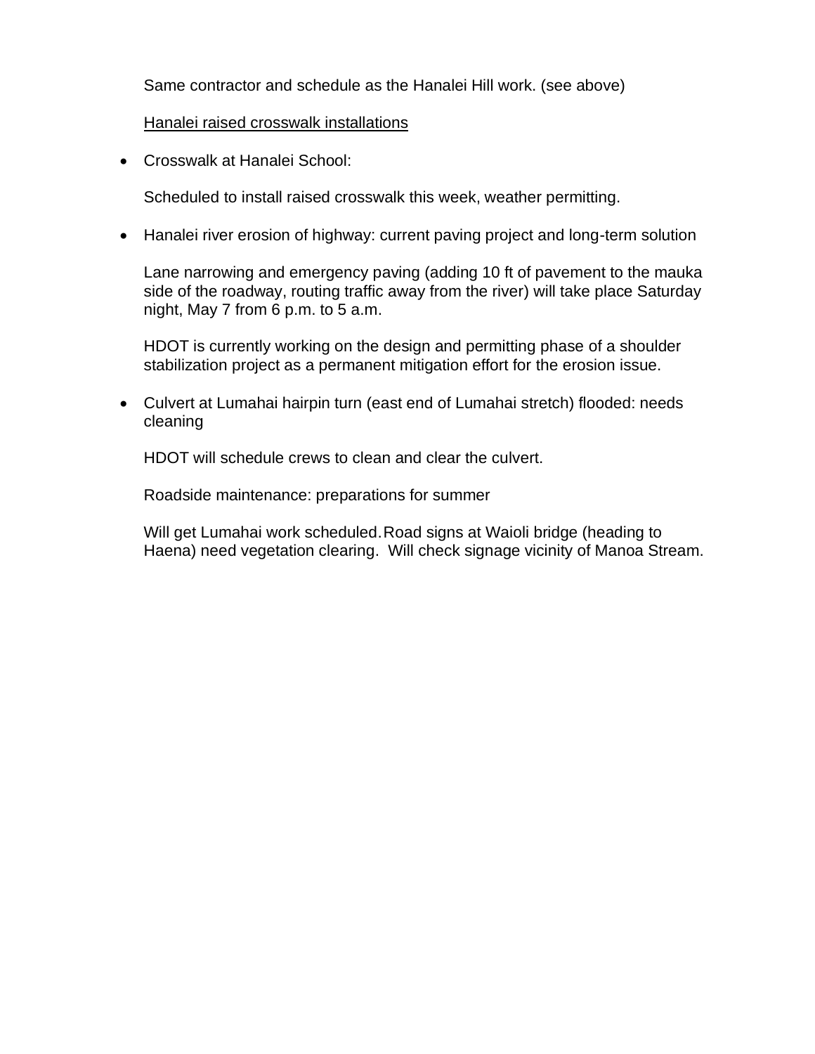Same contractor and schedule as the Hanalei Hill work. (see above)

<u>Hanalei raised crosswalk installations</u>

- Crosswalk at Hanalei School:

  Scheduled to install raised crosswalk this week, weather permitting.

- Hanalei river erosion of highway: current paving project and long-term solution

  Lane narrowing and emergency paving (adding 10 ft of pavement to the mauka side of the roadway, routing traffic away from the river) will take place Saturday night, May 7 from 6 p.m. to 5 a.m.

  HDOT is currently working on the design and permitting phase of a shoulder stabilization project as a permanent mitigation effort for the erosion issue.

- Culvert at Lumahai hairpin turn (east end of Lumahai stretch) flooded: needs cleaning

  HDOT will schedule crews to clean and clear the culvert.

  Roadside maintenance: preparations for summer

  Will get Lumahai work scheduled. Road signs at Waioli bridge (heading to Haena) need vegetation clearing. Will check signage vicinity of Manoa Stream.